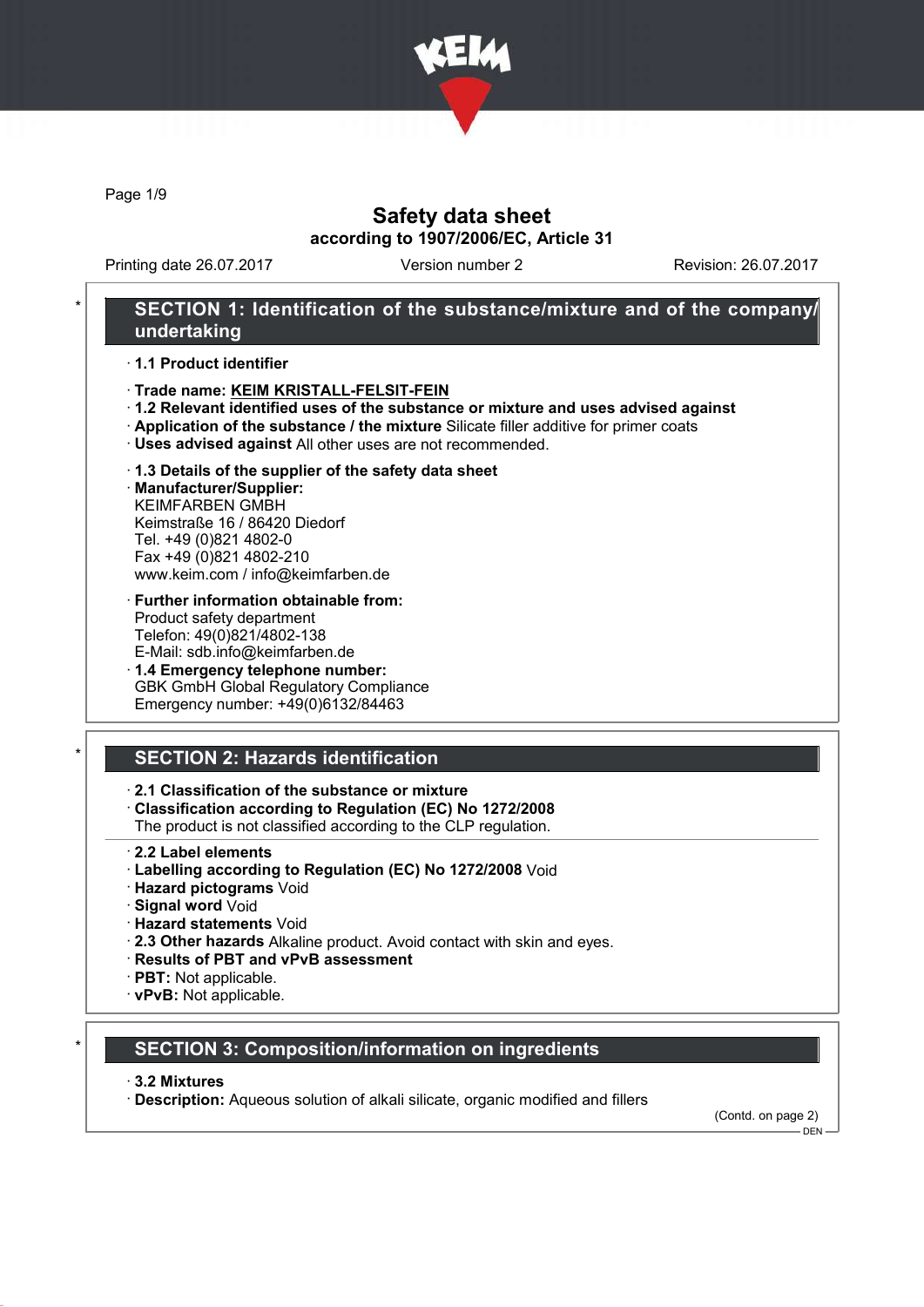# Safety data sheet

**according to 1907/2006/EC, Article 31**

Printing date 26.07.2017 | Version number 2 | Revision: 26.07.2017

## SECTION 1: Identification of the substance/mixture and of the company/undertaking

- **1.1 Product identifier**
- **Trade name: KEIM KRISTALL-FELSIT-FEIN**
- **1.2 Relevant identified uses of the substance or mixture and uses advised against**
- **Application of the substance / the mixture** Silicate filler additive for primer coats
- **Uses advised against** All other uses are not recommended.
- **1.3 Details of the supplier of the safety data sheet**
- **Manufacturer/Supplier:**
  KEIMFARBEN GMBH
  Keimstraße 16 / 86420 Diedorf
  Tel. +49 (0)821 4802-0
  Fax +49 (0)821 4802-210
  www.keim.com / info@keimfarben.de
- **Further information obtainable from:**
  Product safety department
  Telefon: 49(0)821/4802-138
  E-Mail: sdb.info@keimfarben.de
- **1.4 Emergency telephone number:**
  GBK GmbH Global Regulatory Compliance
  Emergency number: +49(0)6132/84463

## SECTION 2: Hazards identification

- **2.1 Classification of the substance or mixture**
- **Classification according to Regulation (EC) No 1272/2008**
  The product is not classified according to the CLP regulation.
- **2.2 Label elements**
- **Labelling according to Regulation (EC) No 1272/2008** Void
- **Hazard pictograms** Void
- **Signal word** Void
- **Hazard statements** Void
- **2.3 Other hazards** Alkaline product. Avoid contact with skin and eyes.
- **Results of PBT and vPvB assessment**
- **PBT:** Not applicable.
- **vPvB:** Not applicable.

## SECTION 3: Composition/information on ingredients

- **3.2 Mixtures**
- **Description:** Aqueous solution of alkali silicate, organic modified and fillers

(Contd. on page 2)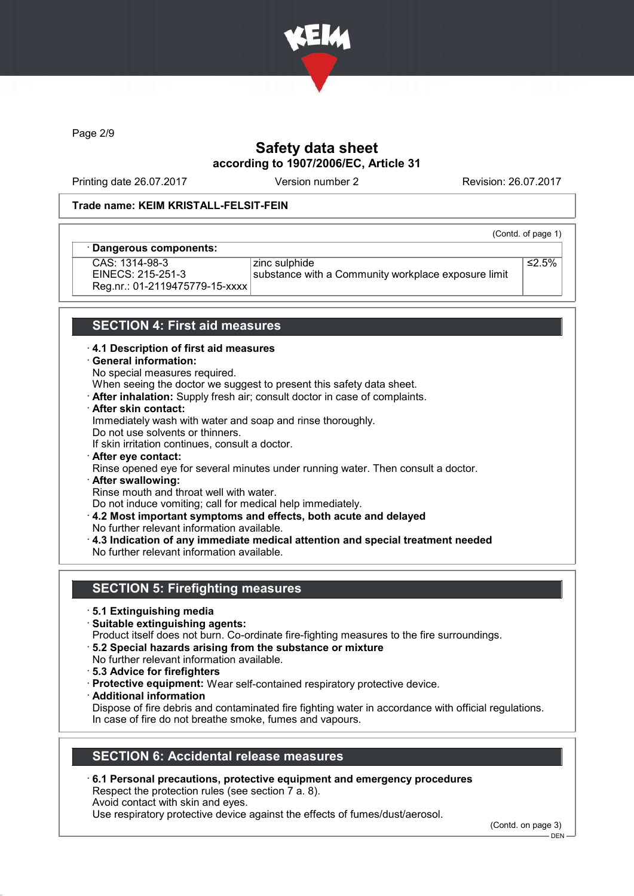# Safety data sheet
according to 1907/2006/EC, Article 31

Printing date 26.07.2017 Version number 2 Revision: 26.07.2017

**Trade name: KEIM KRISTALL-FELSIT-FEIN**

(Contd. of page 1)

| · **Dangerous components:** | | |
|---|---|---|
| CAS: 1314-98-3<br>EINECS: 215-251-3<br>Reg.nr.: 01-2119475779-15-xxxx | zinc sulphide<br>substance with a Community workplace exposure limit | ≤2.5% |

## SECTION 4: First aid measures

- **4.1 Description of first aid measures**
- **General information:**
  No special measures required.
  When seeing the doctor we suggest to present this safety data sheet.
- **After inhalation:** Supply fresh air; consult doctor in case of complaints.
- **After skin contact:**
  Immediately wash with water and soap and rinse thoroughly.
  Do not use solvents or thinners.
  If skin irritation continues, consult a doctor.
- **After eye contact:**
  Rinse opened eye for several minutes under running water. Then consult a doctor.
- **After swallowing:**
  Rinse mouth and throat well with water.
  Do not induce vomiting; call for medical help immediately.
- **4.2 Most important symptoms and effects, both acute and delayed**
  No further relevant information available.
- **4.3 Indication of any immediate medical attention and special treatment needed**
  No further relevant information available.

## SECTION 5: Firefighting measures

- **5.1 Extinguishing media**
- **Suitable extinguishing agents:**
  Product itself does not burn. Co-ordinate fire-fighting measures to the fire surroundings.
- **5.2 Special hazards arising from the substance or mixture**
  No further relevant information available.
- **5.3 Advice for firefighters**
- **Protective equipment:** Wear self-contained respiratory protective device.
- **Additional information**
  Dispose of fire debris and contaminated fire fighting water in accordance with official regulations.
  In case of fire do not breathe smoke, fumes and vapours.

## SECTION 6: Accidental release measures

- **6.1 Personal precautions, protective equipment and emergency procedures**
  Respect the protection rules (see section 7 a. 8).
  Avoid contact with skin and eyes.
  Use respiratory protective device against the effects of fumes/dust/aerosol.

(Contd. on page 3)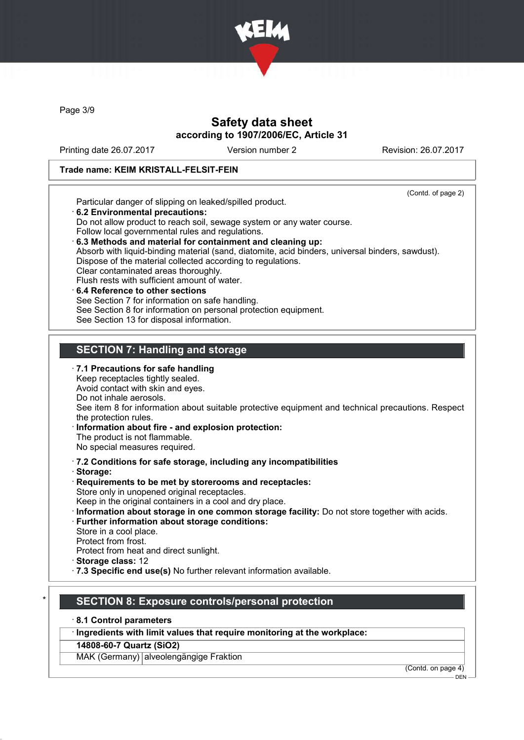Trade name: KEIM KRISTALL-FELSIT-FEIN

(Contd. of page 2)

Particular danger of slipping on leaked/spilled product.

· **6.2 Environmental precautions:**
Do not allow product to reach soil, sewage system or any water course.
Follow local governmental rules and regulations.

· **6.3 Methods and material for containment and cleaning up:**
Absorb with liquid-binding material (sand, diatomite, acid binders, universal binders, sawdust).
Dispose of the material collected according to regulations.
Clear contaminated areas thoroughly.
Flush rests with sufficient amount of water.

· **6.4 Reference to other sections**
See Section 7 for information on safe handling.
See Section 8 for information on personal protection equipment.
See Section 13 for disposal information.

## SECTION 7: Handling and storage

· **7.1 Precautions for safe handling**
Keep receptacles tightly sealed.
Avoid contact with skin and eyes.
Do not inhale aerosols.
See item 8 for information about suitable protective equipment and technical precautions. Respect the protection rules.

· **Information about fire - and explosion protection:**
The product is not flammable.
No special measures required.

· **7.2 Conditions for safe storage, including any incompatibilities**

· **Storage:**

· **Requirements to be met by storerooms and receptacles:**
Store only in unopened original receptacles.
Keep in the original containers in a cool and dry place.

· **Information about storage in one common storage facility:** Do not store together with acids.

· **Further information about storage conditions:**
Store in a cool place.
Protect from frost.
Protect from heat and direct sunlight.

· **Storage class:** 12

· **7.3 Specific end use(s)** No further relevant information available.

## * SECTION 8: Exposure controls/personal protection

· **8.1 Control parameters**

| · Ingredients with limit values that require monitoring at the workplace: | |
|---|---|
| **14808-60-7 Quartz ($SiO_2$)** | |
| MAK (Germany) | alveolengängige Fraktion |

(Contd. on page 4)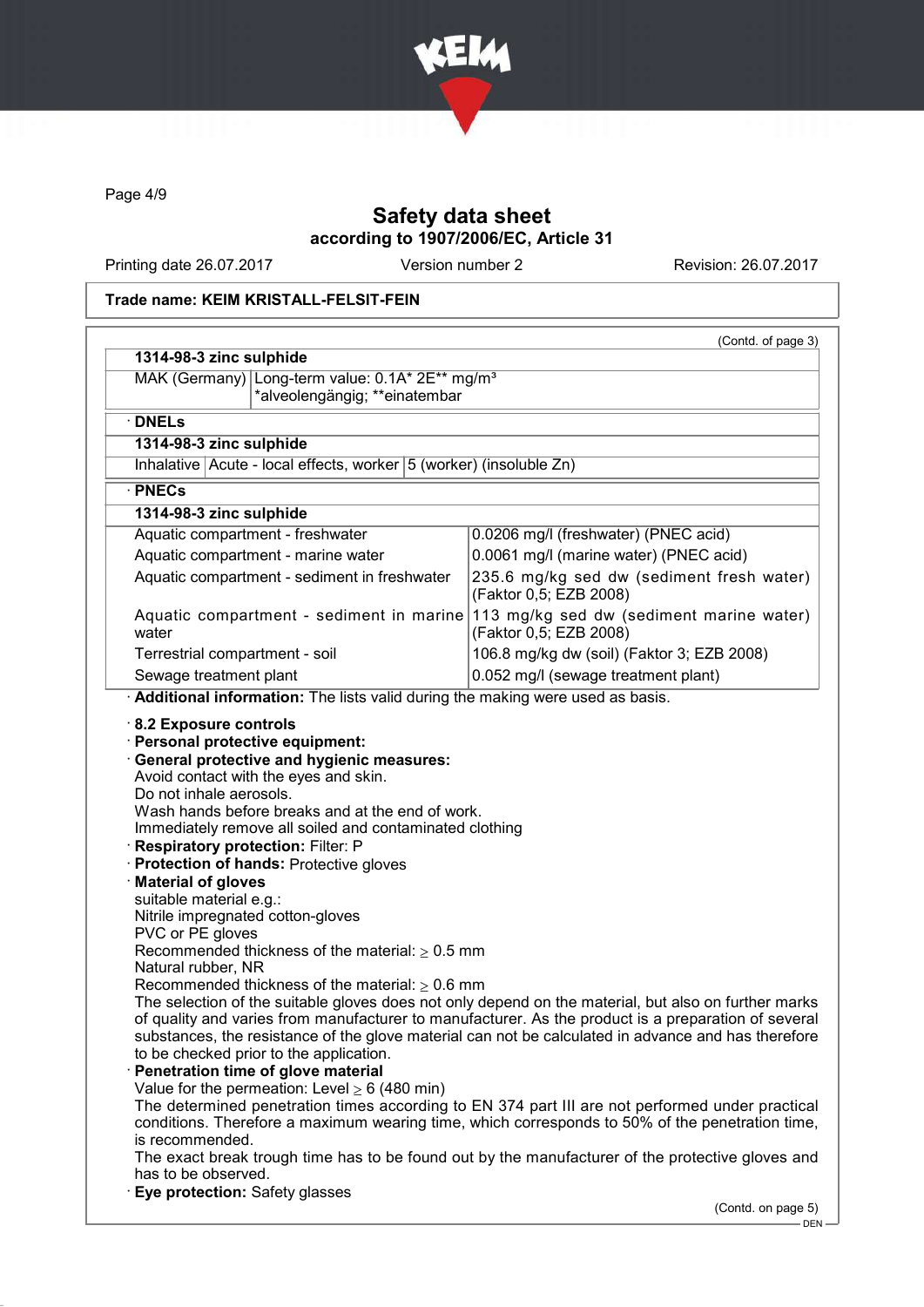# Safety data sheet
## according to 1907/2006/EC, Article 31

Printing date 26.07.2017 Version number 2 Revision: 26.07.2017

**Trade name: KEIM KRISTALL-FELSIT-FEIN**

(Contd. of page 3)

| **1314-98-3 zinc sulphide** | |
|---|---|
| MAK (Germany) | Long-term value: 0.1A* 2E** mg/m³ *alveolengängig; **einatembar |

· **DNELs**

| **1314-98-3 zinc sulphide** | | |
|---|---|---|
| Inhalative | Acute - local effects, worker | 5 (worker) (insoluble Zn) |

· **PNECs**

| **1314-98-3 zinc sulphide** | |
|---|---|
| Aquatic compartment - freshwater | 0.0206 mg/l (freshwater) (PNEC acid) |
| Aquatic compartment - marine water | 0.0061 mg/l (marine water) (PNEC acid) |
| Aquatic compartment - sediment in freshwater | 235.6 mg/kg sed dw (sediment fresh water) (Faktor 0,5; EZB 2008) |
| Aquatic compartment - sediment in marine water | 113 mg/kg sed dw (sediment marine water) (Faktor 0,5; EZB 2008) |
| Terrestrial compartment - soil | 106.8 mg/kg dw (soil) (Faktor 3; EZB 2008) |
| Sewage treatment plant | 0.052 mg/l (sewage treatment plant) |

· **Additional information:** The lists valid during the making were used as basis.

· **8.2 Exposure controls**
· **Personal protective equipment:**
· **General protective and hygienic measures:**
Avoid contact with the eyes and skin.
Do not inhale aerosols.
Wash hands before breaks and at the end of work.
Immediately remove all soiled and contaminated clothing
· **Respiratory protection:** Filter: P
· **Protection of hands:** Protective gloves
· **Material of gloves**
suitable material e.g.:
Nitrile impregnated cotton-gloves
PVC or PE gloves
Recommended thickness of the material: ≥ 0.5 mm
Natural rubber, NR
Recommended thickness of the material: ≥ 0.6 mm
The selection of the suitable gloves does not only depend on the material, but also on further marks of quality and varies from manufacturer to manufacturer. As the product is a preparation of several substances, the resistance of the glove material can not be calculated in advance and has therefore to be checked prior to the application.
· **Penetration time of glove material**
Value for the permeation: Level ≥ 6 (480 min)
The determined penetration times according to EN 374 part III are not performed under practical conditions. Therefore a maximum wearing time, which corresponds to 50% of the penetration time, is recommended.
The exact break trough time has to be found out by the manufacturer of the protective gloves and has to be observed.
· **Eye protection:** Safety glasses

(Contd. on page 5)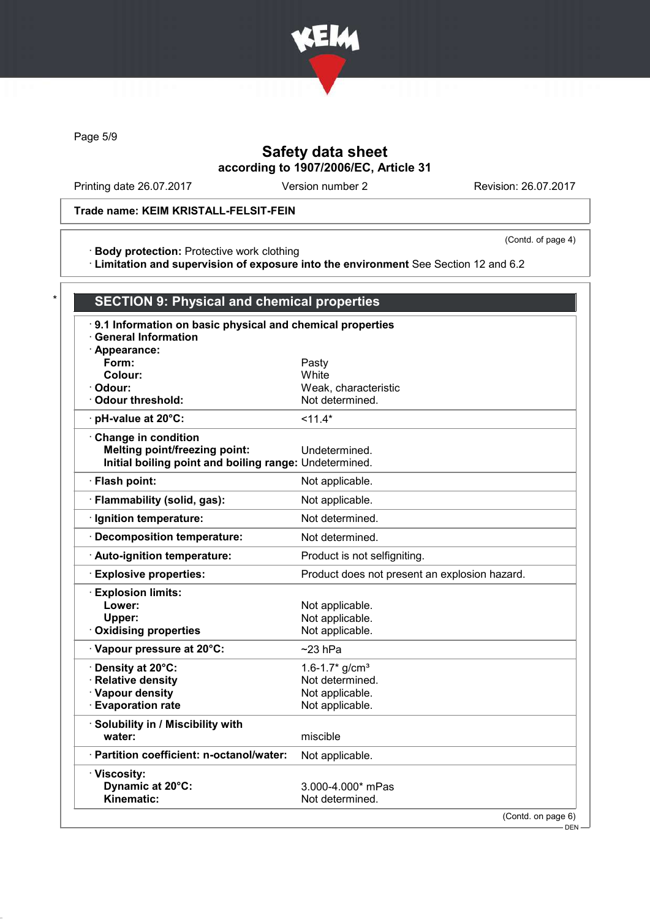Safety data sheet
according to 1907/2006/EC, Article 31

Printing date 26.07.2017 Version number 2 Revision: 26.07.2017

**Trade name: KEIM KRISTALL-FELSIT-FEIN**

(Contd. of page 4)

· **Body protection:** Protective work clothing
· **Limitation and supervision of exposure into the environment** See Section 12 and 6.2

## SECTION 9: Physical and chemical properties

· **9.1 Information on basic physical and chemical properties**
· **General Information**

| | |
|---|---|
| · **Appearance:** | |
| **Form:** | Pasty |
| **Colour:** | White |
| · **Odour:** | Weak, characteristic |
| · **Odour threshold:** | Not determined. |
| · **pH-value at 20°C:** | <11.4* |
| · **Change in condition** | |
| **Melting point/freezing point:** | Undetermined. |
| **Initial boiling point and boiling range:** | Undetermined. |
| · **Flash point:** | Not applicable. |
| · **Flammability (solid, gas):** | Not applicable. |
| · **Ignition temperature:** | Not determined. |
| · **Decomposition temperature:** | Not determined. |
| · **Auto-ignition temperature:** | Product is not selfigniting. |
| · **Explosive properties:** | Product does not present an explosion hazard. |
| · **Explosion limits:** | |
| **Lower:** | Not applicable. |
| **Upper:** | Not applicable. |
| · **Oxidising properties** | Not applicable. |
| · **Vapour pressure at 20°C:** | ~23 hPa |
| · **Density at 20°C:** | 1.6-1.7* g/cm³ |
| · **Relative density** | Not determined. |
| · **Vapour density** | Not applicable. |
| · **Evaporation rate** | Not applicable. |
| · **Solubility in / Miscibility with** | |
| **water:** | miscible |
| · **Partition coefficient: n-octanol/water:** | Not applicable. |
| · **Viscosity:** | |
| **Dynamic at 20°C:** | 3.000-4.000* mPas |
| **Kinematic:** | Not determined. |

(Contd. on page 6)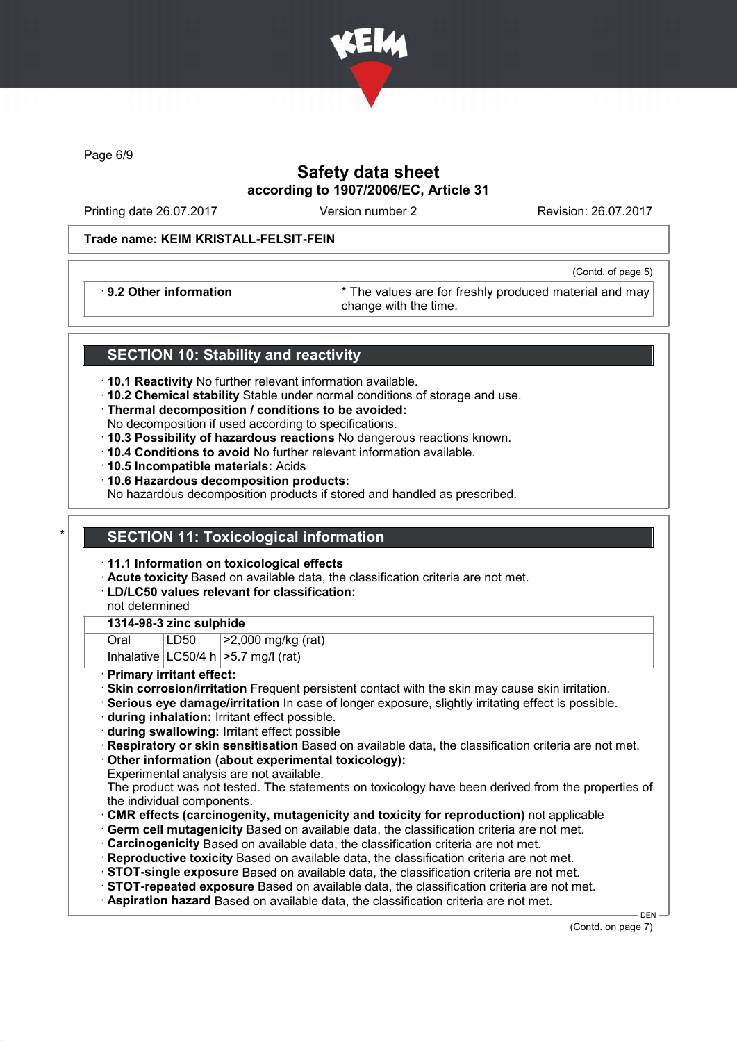**Safety data sheet**
**according to 1907/2006/EC, Article 31**

Printing date 26.07.2017 Version number 2 Revision: 26.07.2017

**Trade name: KEIM KRISTALL-FELSIT-FEIN**

(Contd. of page 5)

| · **9.2 Other information** | * The values are for freshly produced material and may change with the time. |
|---|---|

## SECTION 10: Stability and reactivity

· **10.1 Reactivity** No further relevant information available.
· **10.2 Chemical stability** Stable under normal conditions of storage and use.
· **Thermal decomposition / conditions to be avoided:**
No decomposition if used according to specifications.
· **10.3 Possibility of hazardous reactions** No dangerous reactions known.
· **10.4 Conditions to avoid** No further relevant information available.
· **10.5 Incompatible materials:** Acids
· **10.6 Hazardous decomposition products:**
No hazardous decomposition products if stored and handled as prescribed.

## * SECTION 11: Toxicological information

· **11.1 Information on toxicological effects**
· **Acute toxicity** Based on available data, the classification criteria are not met.
· **LD/LC50 values relevant for classification:**
not determined

| **1314-98-3 zinc sulphide** | | |
|---|---|---|
| Oral | LD50 | >2,000 mg/kg (rat) |
| Inhalative | LC50/4 h | >5.7 mg/l (rat) |

· **Primary irritant effect:**
· **Skin corrosion/irritation** Frequent persistent contact with the skin may cause skin irritation.
· **Serious eye damage/irritation** In case of longer exposure, slightly irritating effect is possible.
· **during inhalation:** Irritant effect possible.
· **during swallowing:** Irritant effect possible
· **Respiratory or skin sensitisation** Based on available data, the classification criteria are not met.
· **Other information (about experimental toxicology):**
Experimental analysis are not available.
The product was not tested. The statements on toxicology have been derived from the properties of the individual components.
· **CMR effects (carcinogenity, mutagenicity and toxicity for reproduction)** not applicable
· **Germ cell mutagenicity** Based on available data, the classification criteria are not met.
· **Carcinogenicity** Based on available data, the classification criteria are not met.
· **Reproductive toxicity** Based on available data, the classification criteria are not met.
· **STOT-single exposure** Based on available data, the classification criteria are not met.
· **STOT-repeated exposure** Based on available data, the classification criteria are not met.
· **Aspiration hazard** Based on available data, the classification criteria are not met.

(Contd. on page 7)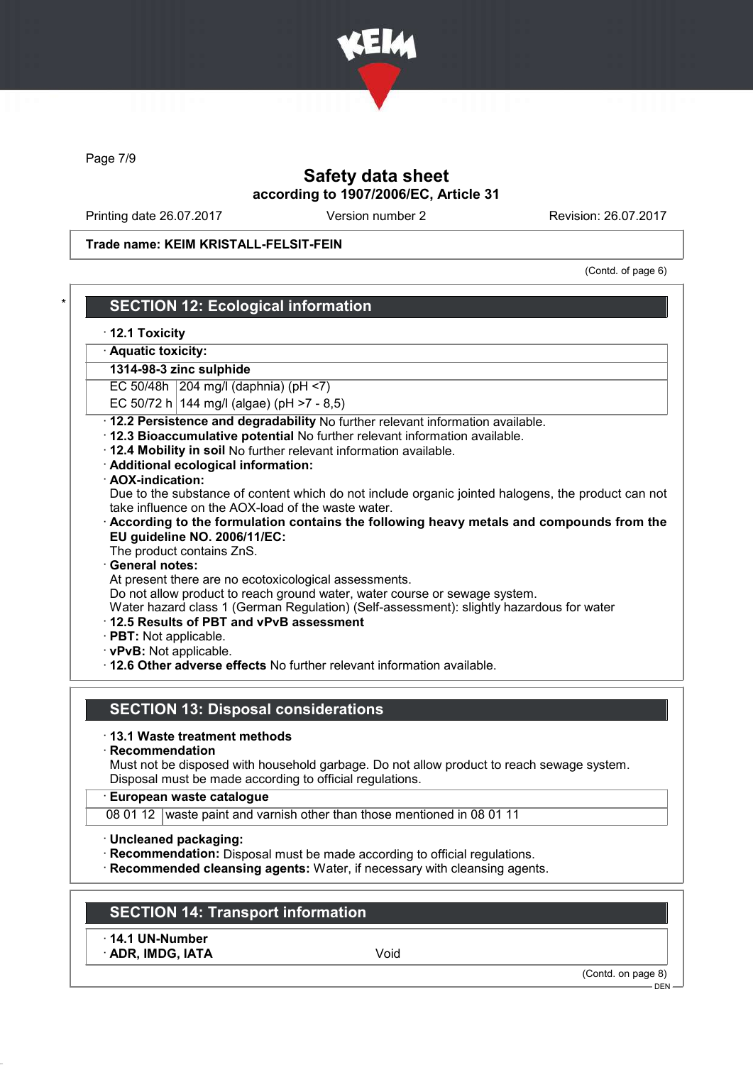# Safety data sheet
## according to 1907/2006/EC, Article 31

Printing date 26.07.2017 Version number 2 Revision: 26.07.2017

**Trade name: KEIM KRISTALL-FELSIT-FEIN**

(Contd. of page 6)

## SECTION 12: Ecological information

· **12.1 Toxicity**

| · **Aquatic toxicity:** | |
|---|---|
| **1314-98-3 zinc sulphide** | |
| EC 50/48h | 204 mg/l (daphnia) (pH <7) |
| EC 50/72 h | 144 mg/l (algae) (pH >7 - 8,5) |

· **12.2 Persistence and degradability** No further relevant information available.
· **12.3 Bioaccumulative potential** No further relevant information available.
· **12.4 Mobility in soil** No further relevant information available.
· **Additional ecological information:**
· **AOX-indication:**
Due to the substance of content which do not include organic jointed halogens, the product can not take influence on the AOX-load of the waste water.
· **According to the formulation contains the following heavy metals and compounds from the EU guideline NO. 2006/11/EC:**
The product contains ZnS.
· **General notes:**
At present there are no ecotoxicological assessments.
Do not allow product to reach ground water, water course or sewage system.
Water hazard class 1 (German Regulation) (Self-assessment): slightly hazardous for water
· **12.5 Results of PBT and vPvB assessment**
· **PBT:** Not applicable.
· **vPvB:** Not applicable.
· **12.6 Other adverse effects** No further relevant information available.

## SECTION 13: Disposal considerations

· **13.1 Waste treatment methods**
· **Recommendation**
Must not be disposed with household garbage. Do not allow product to reach sewage system.
Disposal must be made according to official regulations.

| · **European waste catalogue** | |
|---|---|
| 08 01 12 | waste paint and varnish other than those mentioned in 08 01 11 |

· **Uncleaned packaging:**
· **Recommendation:** Disposal must be made according to official regulations.
· **Recommended cleansing agents:** Water, if necessary with cleansing agents.

## SECTION 14: Transport information

· **14.1 UN-Number**
· **ADR, IMDG, IATA** Void

(Contd. on page 8)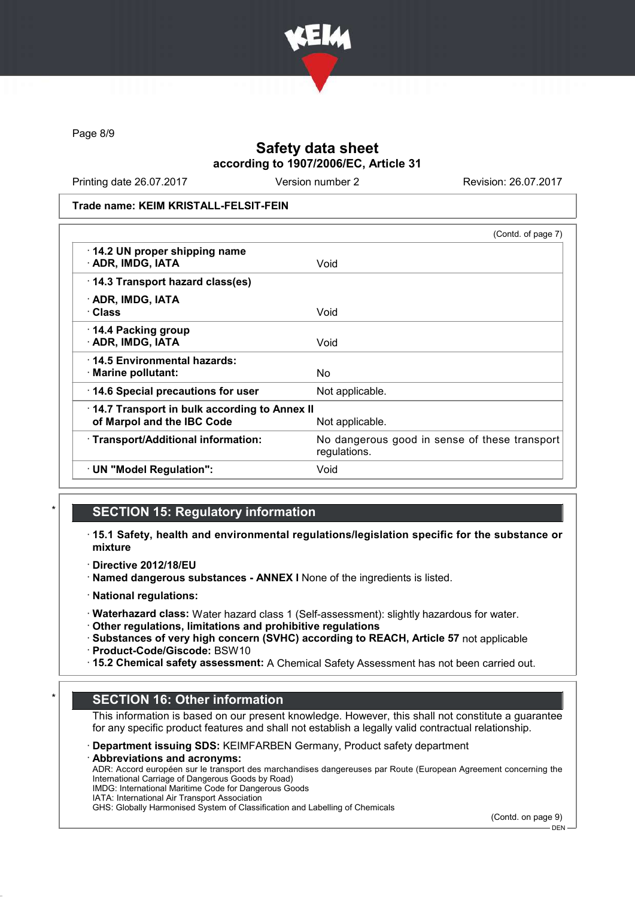Trade name: KEIM KRISTALL-FELSIT-FEIN

(Contd. of page 7)

| | |
|---|---|
| · **14.2 UN proper shipping name** · **ADR, IMDG, IATA** | Void |
| · **14.3 Transport hazard class(es)** | |
| · **ADR, IMDG, IATA** · **Class** | Void |
| · **14.4 Packing group** · **ADR, IMDG, IATA** | Void |
| · **14.5 Environmental hazards:** · **Marine pollutant:** | No |
| · **14.6 Special precautions for user** | Not applicable. |
| · **14.7 Transport in bulk according to Annex II of Marpol and the IBC Code** | Not applicable. |
| · **Transport/Additional information:** | No dangerous good in sense of these transport regulations. |
| · **UN "Model Regulation":** | Void |

## SECTION 15: Regulatory information

· **15.1 Safety, health and environmental regulations/legislation specific for the substance or mixture**

· **Directive 2012/18/EU**
· **Named dangerous substances - ANNEX I** None of the ingredients is listed.

· **National regulations:**

· **Waterhazard class:** Water hazard class 1 (Self-assessment): slightly hazardous for water.
· **Other regulations, limitations and prohibitive regulations**
· **Substances of very high concern (SVHC) according to REACH, Article 57** not applicable
· **Product-Code/Giscode:** BSW10
· **15.2 Chemical safety assessment:** A Chemical Safety Assessment has not been carried out.

## SECTION 16: Other information

This information is based on our present knowledge. However, this shall not constitute a guarantee for any specific product features and shall not establish a legally valid contractual relationship.

· **Department issuing SDS:** KEIMFARBEN Germany, Product safety department
· **Abbreviations and acronyms:**
ADR: Accord européen sur le transport des marchandises dangereuses par Route (European Agreement concerning the International Carriage of Dangerous Goods by Road)
IMDG: International Maritime Code for Dangerous Goods
IATA: International Air Transport Association
GHS: Globally Harmonised System of Classification and Labelling of Chemicals

(Contd. on page 9)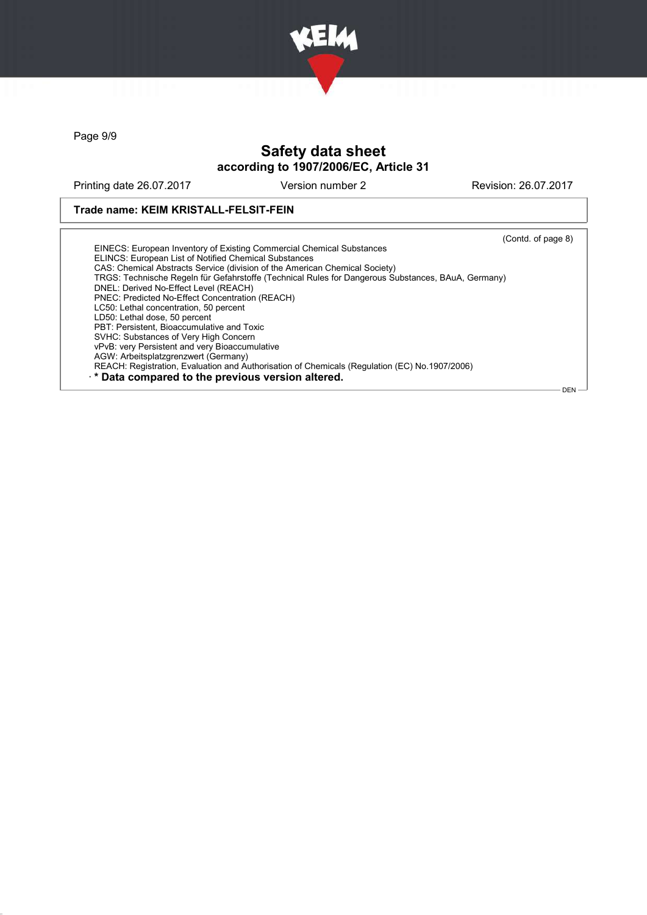# Safety data sheet
## according to 1907/2006/EC, Article 31

Printing date 26.07.2017 Version number 2 Revision: 26.07.2017

**Trade name: KEIM KRISTALL-FELSIT-FEIN**

(Contd. of page 8)

EINECS: European Inventory of Existing Commercial Chemical Substances
ELINCS: European List of Notified Chemical Substances
CAS: Chemical Abstracts Service (division of the American Chemical Society)
TRGS: Technische Regeln für Gefahrstoffe (Technical Rules for Dangerous Substances, BAuA, Germany)
DNEL: Derived No-Effect Level (REACH)
PNEC: Predicted No-Effect Concentration (REACH)
LC50: Lethal concentration, 50 percent
LD50: Lethal dose, 50 percent
PBT: Persistent, Bioaccumulative and Toxic
SVHC: Substances of Very High Concern
vPvB: very Persistent and very Bioaccumulative
AGW: Arbeitsplatzgrenzwert (Germany)
REACH: Registration, Evaluation and Authorisation of Chemicals (Regulation (EC) No.1907/2006)

· **\* Data compared to the previous version altered.**

DEN